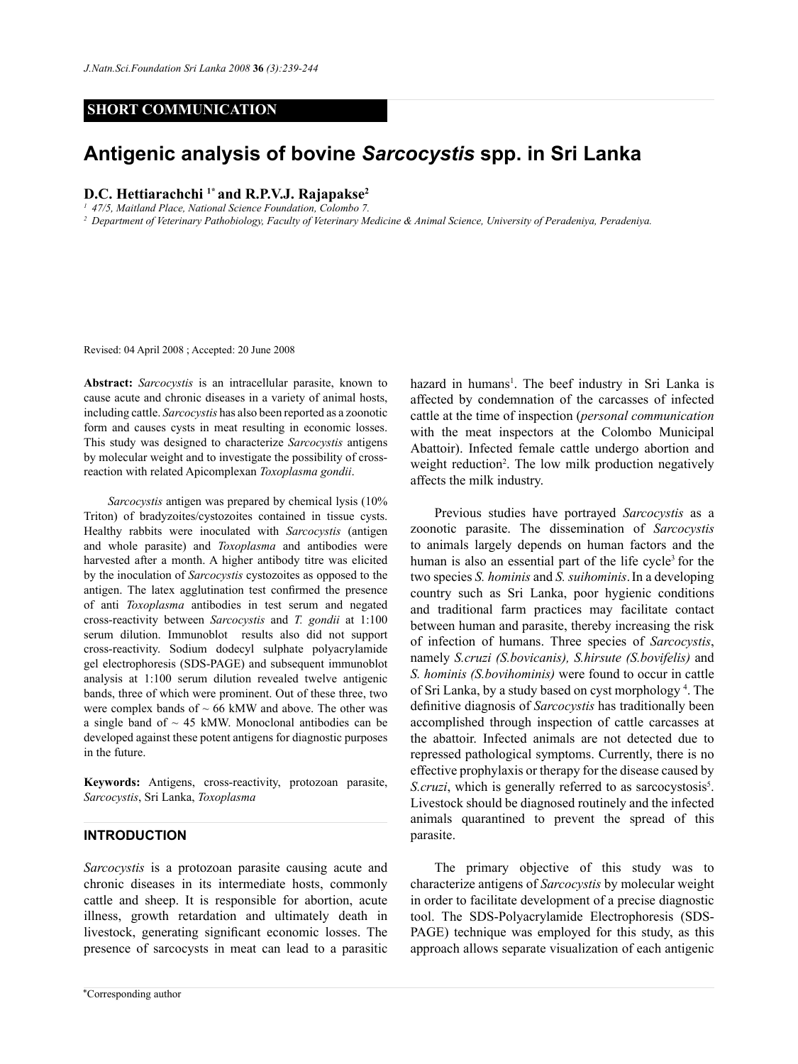SHORT COMMUNICATION

# Antigenic analysis of bovine *Sarcocystis* spp. in Sri Lanka

**D.C. Hettiarachchi [1*] and R.P.V.J. Rajapakse[2]**

[1] 47/5, Maitland Place, National Science Foundation, Colombo 7.

[2] Department of Veterinary Pathobiology, Faculty of Veterinary Medicine & Animal Science, University of Peradeniya, Peradeniya.

Revised: 04 April 2008 ; Accepted: 20 June 2008

**Abstract:** *Sarcocystis* is an intracellular parasite, known to cause acute and chronic diseases in a variety of animal hosts, including cattle. *Sarcocystis* has also been reported as a zoonotic form and causes cysts in meat resulting in economic losses. This study was designed to characterize *Sarcocystis* antigens by molecular weight and to investigate the possibility of cross-reaction with related Apicomplexan *Toxoplasma gondii*.

*Sarcocystis* antigen was prepared by chemical lysis (10% Triton) of bradyzoites/cystozoites contained in tissue cysts. Healthy rabbits were inoculated with *Sarcocystis* (antigen and whole parasite) and *Toxoplasma* and antibodies were harvested after a month. A higher antibody titre was elicited by the inoculation of *Sarcocystis* cystozoites as opposed to the antigen. The latex agglutination test confirmed the presence of anti *Toxoplasma* antibodies in test serum and negated cross-reactivity between *Sarcocystis* and *T. gondii* at 1:100 serum dilution. Immunoblot results also did not support cross-reactivity. Sodium dodecyl sulphate polyacrylamide gel electrophoresis (SDS-PAGE) and subsequent immunoblot analysis at 1:100 serum dilution revealed twelve antigenic bands, three of which were prominent. Out of these three, two were complex bands of ~ 66 kMW and above. The other was a single band of ~ 45 kMW. Monoclonal antibodies can be developed against these potent antigens for diagnostic purposes in the future.

**Keywords:** Antigens, cross-reactivity, protozoan parasite, *Sarcocystis*, Sri Lanka, *Toxoplasma*

## INTRODUCTION

*Sarcocystis* is a protozoan parasite causing acute and chronic diseases in its intermediate hosts, commonly cattle and sheep. It is responsible for abortion, acute illness, growth retardation and ultimately death in livestock, generating significant economic losses. The presence of sarcocysts in meat can lead to a parasitic hazard in humans[1]. The beef industry in Sri Lanka is affected by condemnation of the carcasses of infected cattle at the time of inspection (*personal communication* with the meat inspectors at the Colombo Municipal Abattoir). Infected female cattle undergo abortion and weight reduction[2]. The low milk production negatively affects the milk industry.

Previous studies have portrayed *Sarcocystis* as a zoonotic parasite. The dissemination of *Sarcocystis* to animals largely depends on human factors and the human is also an essential part of the life cycle[3] for the two species *S. hominis* and *S. suihominis*. In a developing country such as Sri Lanka, poor hygienic conditions and traditional farm practices may facilitate contact between human and parasite, thereby increasing the risk of infection of humans. Three species of *Sarcocystis*, namely *S.cruzi (S.bovicanis), S.hirsute (S.bovifelis)* and *S. hominis (S.bovihominis)* were found to occur in cattle of Sri Lanka, by a study based on cyst morphology [4]. The definitive diagnosis of *Sarcocystis* has traditionally been accomplished through inspection of cattle carcasses at the abattoir. Infected animals are not detected due to repressed pathological symptoms. Currently, there is no effective prophylaxis or therapy for the disease caused by *S.cruzi*, which is generally referred to as sarcocystosis[5]. Livestock should be diagnosed routinely and the infected animals quarantined to prevent the spread of this parasite.

The primary objective of this study was to characterize antigens of *Sarcocystis* by molecular weight in order to facilitate development of a precise diagnostic tool. The SDS-Polyacrylamide Electrophoresis (SDS-PAGE) technique was employed for this study, as this approach allows separate visualization of each antigenic

*Corresponding author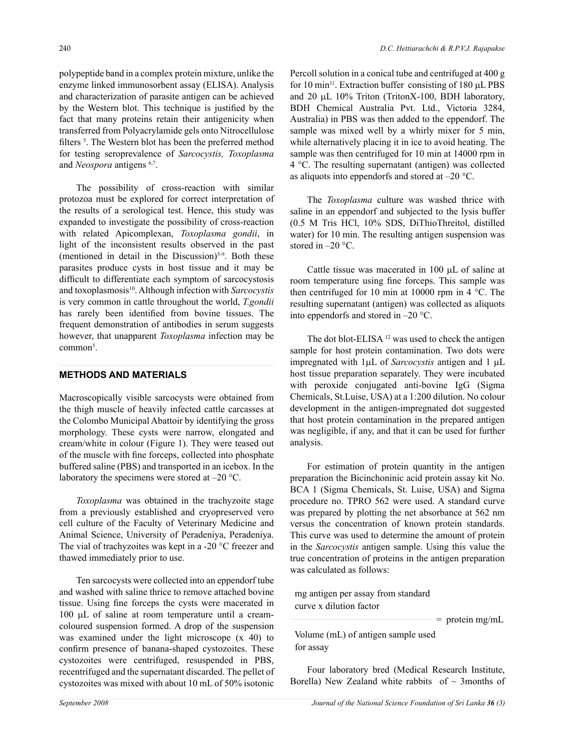polypeptide band in a complex protein mixture, unlike the enzyme linked immunosorbent assay (ELISA). Analysis and characterization of parasite antigen can be achieved by the Western blot. This technique is justified by the fact that many proteins retain their antigenicity when transferred from Polyacrylamide gels onto Nitrocellulose filters [5]. The Western blot has been the preferred method for testing seroprevalence of *Sarcocystis, Toxoplasma* and *Neospora* antigens [6,7].

The possibility of cross-reaction with similar protozoa must be explored for correct interpretation of the results of a serological test. Hence, this study was expanded to investigate the possibility of cross-reaction with related Apicomplexan, *Toxoplasma gondii*, in light of the inconsistent results observed in the past (mentioned in detail in the Discussion)[5-9]. Both these parasites produce cysts in host tissue and it may be difficult to differentiate each symptom of sarcocystosis and toxoplasmosis[10]. Although infection with *Sarcocystis* is very common in cattle throughout the world, *T.gondii* has rarely been identified from bovine tissues. The frequent demonstration of antibodies in serum suggests however, that unapparent *Toxoplasma* infection may be common[5].

## METHODS AND MATERIALS

Macroscopically visible sarcocysts were obtained from the thigh muscle of heavily infected cattle carcasses at the Colombo Municipal Abattoir by identifying the gross morphology. These cysts were narrow, elongated and cream/white in colour (Figure 1). They were teased out of the muscle with fine forceps, collected into phosphate buffered saline (PBS) and transported in an icebox. In the laboratory the specimens were stored at –20 °C.

*Toxoplasma* was obtained in the trachyzoite stage from a previously established and cryopreserved vero cell culture of the Faculty of Veterinary Medicine and Animal Science, University of Peradeniya, Peradeniya. The vial of trachyzoites was kept in a -20 °C freezer and thawed immediately prior to use.

Ten sarcocysts were collected into an eppendorf tube and washed with saline thrice to remove attached bovine tissue. Using fine forceps the cysts were macerated in 100 μL of saline at room temperature until a cream-coloured suspension formed. A drop of the suspension was examined under the light microscope (x 40) to confirm presence of banana-shaped cystozoites. These cystozoites were centrifuged, resuspended in PBS, recentrifuged and the supernatant discarded. The pellet of cystozoites was mixed with about 10 mL of 50% isotonic Percoll solution in a conical tube and centrifuged at 400 g for 10 min[11]. Extraction buffer consisting of 180 μL PBS and 20 μL 10% Triton (TritonX-100, BDH laboratory, BDH Chemical Australia Pvt. Ltd., Victoria 3284, Australia) in PBS was then added to the eppendorf. The sample was mixed well by a whirly mixer for 5 min, while alternatively placing it in ice to avoid heating. The sample was then centrifuged for 10 min at 14000 rpm in 4 °C. The resulting supernatant (antigen) was collected as aliquots into eppendorfs and stored at –20 °C.

The *Toxoplasma* culture was washed thrice with saline in an eppendorf and subjected to the lysis buffer (0.5 M Tris HCl, 10% SDS, DiThioThreitol, distilled water) for 10 min. The resulting antigen suspension was stored in –20 °C.

Cattle tissue was macerated in 100 μL of saline at room temperature using fine forceps. This sample was then centrifuged for 10 min at 10000 rpm in 4 °C. The resulting supernatant (antigen) was collected as aliquots into eppendorfs and stored in –20 °C.

The dot blot-ELISA [12] was used to check the antigen sample for host protein contamination. Two dots were impregnated with 1μL of *Sarcocystis* antigen and 1 μL host tissue preparation separately. They were incubated with peroxide conjugated anti-bovine IgG (Sigma Chemicals, St.Luise, USA) at a 1:200 dilution. No colour development in the antigen-impregnated dot suggested that host protein contamination in the prepared antigen was negligible, if any, and that it can be used for further analysis.

For estimation of protein quantity in the antigen preparation the Bicinchoninic acid protein assay kit No. BCA 1 (Sigma Chemicals, St. Luise, USA) and Sigma procedure no. TPRO 562 were used. A standard curve was prepared by plotting the net absorbance at 562 nm versus the concentration of known protein standards. This curve was used to determine the amount of protein in the *Sarcocystis* antigen sample. Using this value the true concentration of proteins in the antigen preparation was calculated as follows:

$$\frac{\text{mg antigen per assay from standard curve} \times \text{dilution factor}}{\text{Volume (mL) of antigen sample used for assay}} = \text{protein mg/mL}$$

Four laboratory bred (Medical Research Institute, Borella) New Zealand white rabbits of ~ 3months of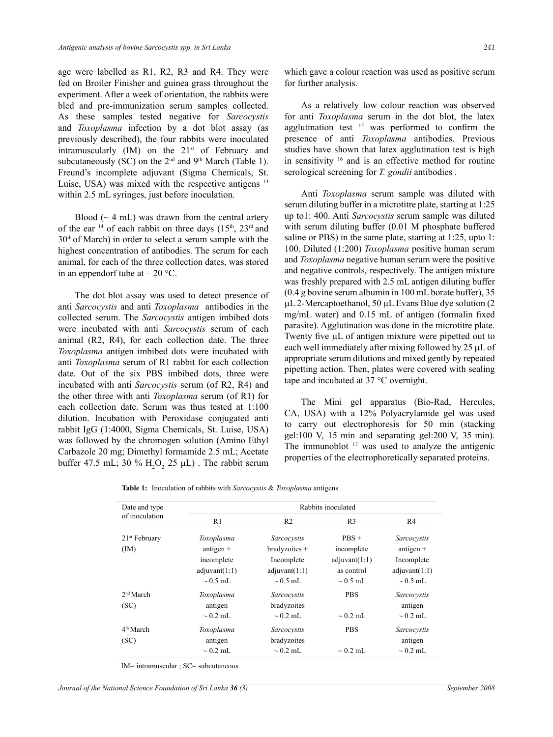age were labelled as R1, R2, R3 and R4. They were fed on Broiler Finisher and guinea grass throughout the experiment. After a week of orientation, the rabbits were bled and pre-immunization serum samples collected. As these samples tested negative for *Sarcocystis* and *Toxoplasma* infection by a dot blot assay (as previously described), the four rabbits were inoculated intramuscularly (IM) on the 21st of February and subcutaneously (SC) on the 2nd and 9th March (Table 1). Freund's incomplete adjuvant (Sigma Chemicals, St. Luise, USA) was mixed with the respective antigens [13] within 2.5 mL syringes, just before inoculation.

Blood (~ 4 mL) was drawn from the central artery of the ear [14] of each rabbit on three days (15th, 23rd and 30th of March) in order to select a serum sample with the highest concentration of antibodies. The serum for each animal, for each of the three collection dates, was stored in an eppendorf tube at – 20 °C.

The dot blot assay was used to detect presence of anti *Sarcocystis* and anti *Toxoplasma* antibodies in the collected serum. The *Sarcocystis* antigen imbibed dots were incubated with anti *Sarcocystis* serum of each animal (R2, R4), for each collection date. The three *Toxoplasma* antigen imbibed dots were incubated with anti *Toxoplasma* serum of R1 rabbit for each collection date. Out of the six PBS imbibed dots, three were incubated with anti *Sarcocystis* serum (of R2, R4) and the other three with anti *Toxoplasma* serum (of R1) for each collection date. Serum was thus tested at 1:100 dilution. Incubation with Peroxidase conjugated anti rabbit IgG (1:4000, Sigma Chemicals, St. Luise, USA) was followed by the chromogen solution (Amino Ethyl Carbazole 20 mg; Dimethyl formamide 2.5 mL; Acetate buffer 47.5 mL; 30 % $H_2O_2$ 25 μL) . The rabbit serum which gave a colour reaction was used as positive serum for further analysis.

As a relatively low colour reaction was observed for anti *Toxoplasma* serum in the dot blot, the latex agglutination test [15] was performed to confirm the presence of anti *Toxoplasma* antibodies. Previous studies have shown that latex agglutination test is high in sensitivity [16] and is an effective method for routine serological screening for *T. gondii* antibodies .

Anti *Toxoplasma* serum sample was diluted with serum diluting buffer in a microtitre plate, starting at 1:25 up to1: 400. Anti *Sarcocystis* serum sample was diluted with serum diluting buffer (0.01 M phosphate buffered saline or PBS) in the same plate, starting at 1:25, upto 1: 100. Diluted (1:200) *Toxoplasma* positive human serum and *Toxoplasma* negative human serum were the positive and negative controls, respectively. The antigen mixture was freshly prepared with 2.5 mL antigen diluting buffer (0.4 g bovine serum albumin in 100 mL borate buffer), 35 μL 2-Mercaptoethanol, 50 μL Evans Blue dye solution (2 mg/mL water) and 0.15 mL of antigen (formalin fixed parasite). Agglutination was done in the microtitre plate. Twenty five μL of antigen mixture were pipetted out to each well immediately after mixing followed by 25 μL of appropriate serum dilutions and mixed gently by repeated pipetting action. Then, plates were covered with sealing tape and incubated at 37 °C overnight.

The Mini gel apparatus (Bio-Rad, Hercules, CA, USA) with a 12% Polyacrylamide gel was used to carry out electrophoresis for 50 min (stacking gel:100 V, 15 min and separating gel:200 V, 35 min). The immunoblot [17] was used to analyze the antigenic properties of the electrophoretically separated proteins.

**Table 1:** Inoculation of rabbits with *Sarcocystis* & *Toxoplasma* antigens

| Date and type of inoculation | Rabbits inoculated | | | |
|---|---|---|---|---|
| | R1 | R2 | R3 | R4 |
| 21st February (IM) | *Toxoplasma* antigen + incomplete adjuvant(1:1) ~ 0.5 mL | *Sarcocystis* bradyzoites + Incomplete adjuvant(1:1) ~ 0.5 mL | PBS + incomplete adjuvant(1:1) as control ~ 0.5 mL | *Sarcocystis* antigen + Incomplete adjuvant(1:1) ~ 0.5 mL |
| 2nd March (SC) | *Toxoplasma* antigen ~ 0.2 mL | *Sarcocystis* bradyzoites ~ 0.2 mL | PBS ~ 0.2 mL | *Sarcocystis* antigen ~ 0.2 mL |
| 4th March (SC) | *Toxoplasma* antigen ~ 0.2 mL | *Sarcocystis* bradyzoites ~ 0.2 mL | PBS ~ 0.2 mL | *Sarcocystis* antigen ~ 0.2 mL |

IM= intramuscular ; SC= subcutaneous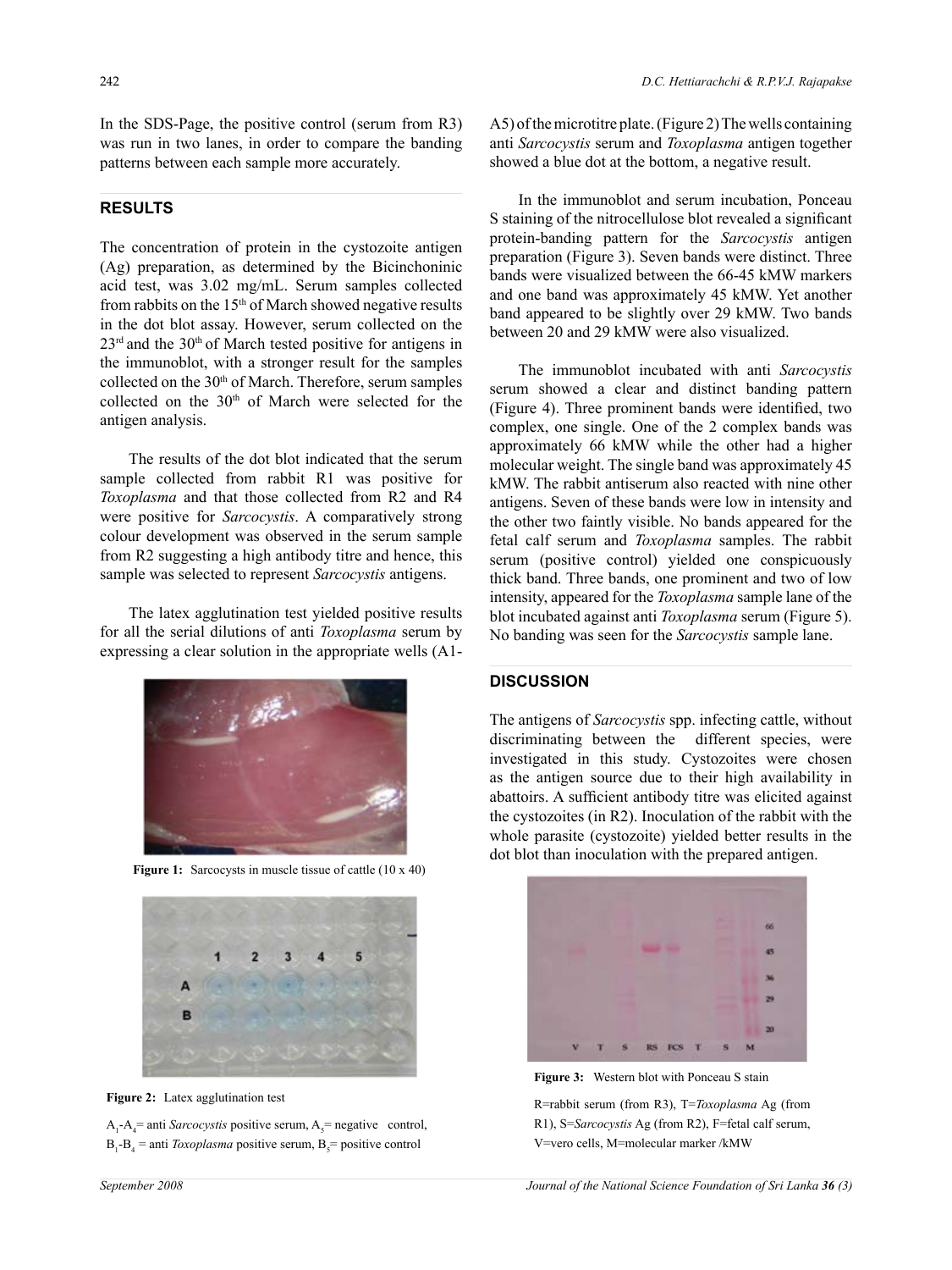In the SDS-Page, the positive control (serum from R3) was run in two lanes, in order to compare the banding patterns between each sample more accurately.

## RESULTS

The concentration of protein in the cystozoite antigen (Ag) preparation, as determined by the Bicinchoninic acid test, was 3.02 mg/mL. Serum samples collected from rabbits on the 15th of March showed negative results in the dot blot assay. However, serum collected on the 23rd and the 30th of March tested positive for antigens in the immunoblot, with a stronger result for the samples collected on the 30th of March. Therefore, serum samples collected on the 30th of March were selected for the antigen analysis.

The results of the dot blot indicated that the serum sample collected from rabbit R1 was positive for *Toxoplasma* and that those collected from R2 and R4 were positive for *Sarcocystis*. A comparatively strong colour development was observed in the serum sample from R2 suggesting a high antibody titre and hence, this sample was selected to represent *Sarcocystis* antigens.

The latex agglutination test yielded positive results for all the serial dilutions of anti *Toxoplasma* serum by expressing a clear solution in the appropriate wells (A1-A5) of the microtitre plate. (Figure 2) The wells containing anti *Sarcocystis* serum and *Toxoplasma* antigen together showed a blue dot at the bottom, a negative result.

**Figure 1:** Sarcocysts in muscle tissue of cattle (10 x 40)

**Figure 2:** Latex agglutination test

$A_1$-$A_4$= anti *Sarcocystis* positive serum, $A_5$= negative control, $B_1$-$B_4$ = anti *Toxoplasma* positive serum, $B_5$= positive control

In the immunoblot and serum incubation, Ponceau S staining of the nitrocellulose blot revealed a significant protein-banding pattern for the *Sarcocystis* antigen preparation (Figure 3). Seven bands were distinct. Three bands were visualized between the 66-45 kMW markers and one band was approximately 45 kMW. Yet another band appeared to be slightly over 29 kMW. Two bands between 20 and 29 kMW were also visualized.

The immunoblot incubated with anti *Sarcocystis* serum showed a clear and distinct banding pattern (Figure 4). Three prominent bands were identified, two complex, one single. One of the 2 complex bands was approximately 66 kMW while the other had a higher molecular weight. The single band was approximately 45 kMW. The rabbit antiserum also reacted with nine other antigens. Seven of these bands were low in intensity and the other two faintly visible. No bands appeared for the fetal calf serum and *Toxoplasma* samples. The rabbit serum (positive control) yielded one conspicuously thick band. Three bands, one prominent and two of low intensity, appeared for the *Toxoplasma* sample lane of the blot incubated against anti *Toxoplasma* serum (Figure 5). No banding was seen for the *Sarcocystis* sample lane.

## DISCUSSION

The antigens of *Sarcocystis* spp. infecting cattle, without discriminating between the different species, were investigated in this study. Cystozoites were chosen as the antigen source due to their high availability in abattoirs. A sufficient antibody titre was elicited against the cystozoites (in R2). Inoculation of the rabbit with the whole parasite (cystozoite) yielded better results in the dot blot than inoculation with the prepared antigen.

**Figure 3:** Western blot with Ponceau S stain

R=rabbit serum (from R3), T=*Toxoplasma* Ag (from R1), S=*Sarcocystis* Ag (from R2), F=fetal calf serum, V=vero cells, M=molecular marker /kMW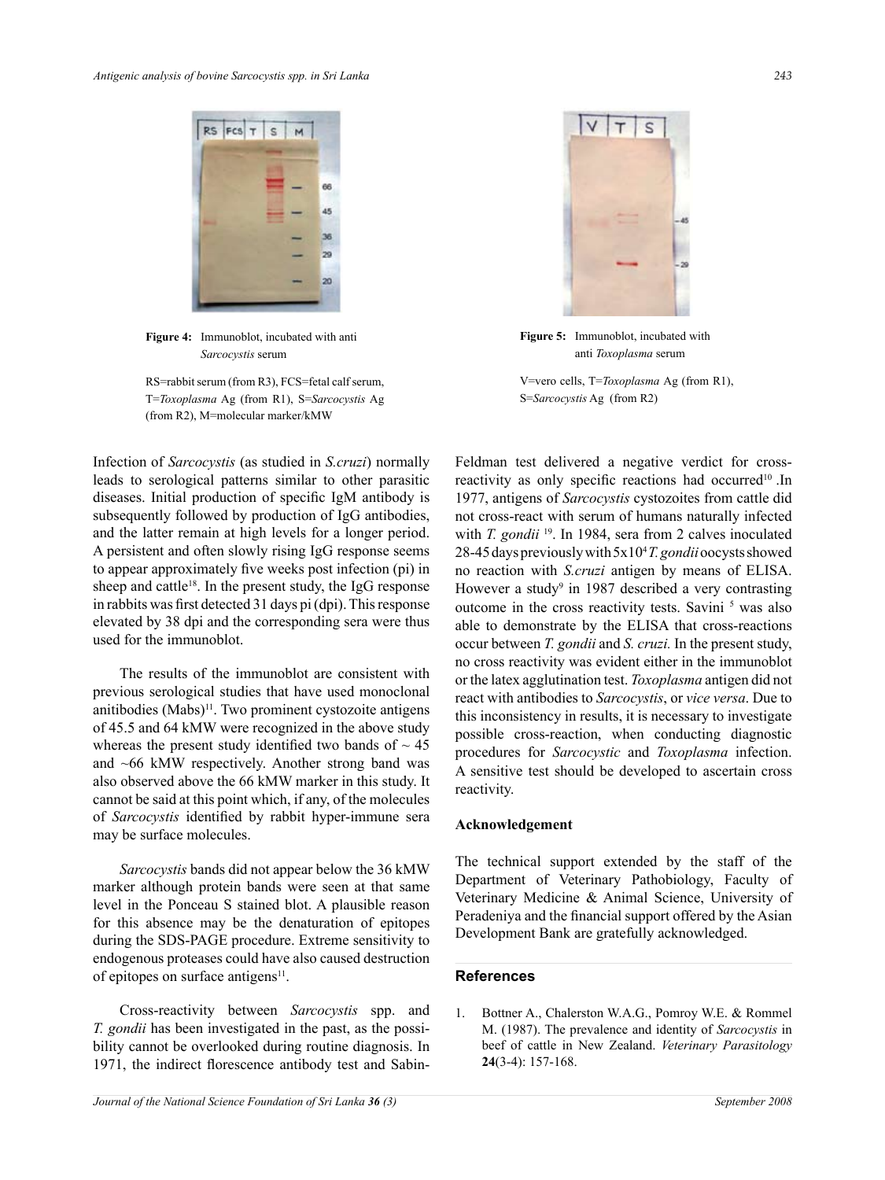**Figure 4:** Immunoblot, incubated with anti *Sarcocystis* serum

RS=rabbit serum (from R3), FCS=fetal calf serum, T=*Toxoplasma* Ag (from R1), S=*Sarcocystis* Ag (from R2), M=molecular marker/kMW

**Figure 5:** Immunoblot, incubated with anti *Toxoplasma* serum

V=vero cells, T=*Toxoplasma* Ag (from R1), S=*Sarcocystis* Ag (from R2)

Infection of *Sarcocystis* (as studied in *S.cruzi*) normally leads to serological patterns similar to other parasitic diseases. Initial production of specific IgM antibody is subsequently followed by production of IgG antibodies, and the latter remain at high levels for a longer period. A persistent and often slowly rising IgG response seems to appear approximately five weeks post infection (pi) in sheep and cattle[18]. In the present study, the IgG response in rabbits was first detected 31 days pi (dpi). This response elevated by 38 dpi and the corresponding sera were thus used for the immunoblot.

The results of the immunoblot are consistent with previous serological studies that have used monoclonal anitibodies (Mabs)[11]. Two prominent cystozoite antigens of 45.5 and 64 kMW were recognized in the above study whereas the present study identified two bands of ~ 45 and ~66 kMW respectively. Another strong band was also observed above the 66 kMW marker in this study. It cannot be said at this point which, if any, of the molecules of *Sarcocystis* identified by rabbit hyper-immune sera may be surface molecules.

*Sarcocystis* bands did not appear below the 36 kMW marker although protein bands were seen at that same level in the Ponceau S stained blot. A plausible reason for this absence may be the denaturation of epitopes during the SDS-PAGE procedure. Extreme sensitivity to endogenous proteases could have also caused destruction of epitopes on surface antigens[11].

Cross-reactivity between *Sarcocystis* spp. and *T. gondii* has been investigated in the past, as the possibility cannot be overlooked during routine diagnosis. In 1971, the indirect florescence antibody test and Sabin-Feldman test delivered a negative verdict for cross-reactivity as only specific reactions had occurred[10] .In 1977, antigens of *Sarcocystis* cystozoites from cattle did not cross-react with serum of humans naturally infected with *T. gondii* [19]. In 1984, sera from 2 calves inoculated 28-45 days previously with $5x10^4$ *T. gondii* oocysts showed no reaction with *S.cruzi* antigen by means of ELISA. However a study[9] in 1987 described a very contrasting outcome in the cross reactivity tests. Savini [5] was also able to demonstrate by the ELISA that cross-reactions occur between *T. gondii* and *S. cruzi.* In the present study, no cross reactivity was evident either in the immunoblot or the latex agglutination test. *Toxoplasma* antigen did not react with antibodies to *Sarcocystis*, or *vice versa*. Due to this inconsistency in results, it is necessary to investigate possible cross-reaction, when conducting diagnostic procedures for *Sarcocystic* and *Toxoplasma* infection. A sensitive test should be developed to ascertain cross reactivity.

## Acknowledgement

The technical support extended by the staff of the Department of Veterinary Pathobiology, Faculty of Veterinary Medicine & Animal Science, University of Peradeniya and the financial support offered by the Asian Development Bank are gratefully acknowledged.

## References

1. Bottner A., Chalerston W.A.G., Pomroy W.E. & Rommel M. (1987). The prevalence and identity of *Sarcocystis* in beef of cattle in New Zealand. *Veterinary Parasitology* **24**(3-4): 157-168.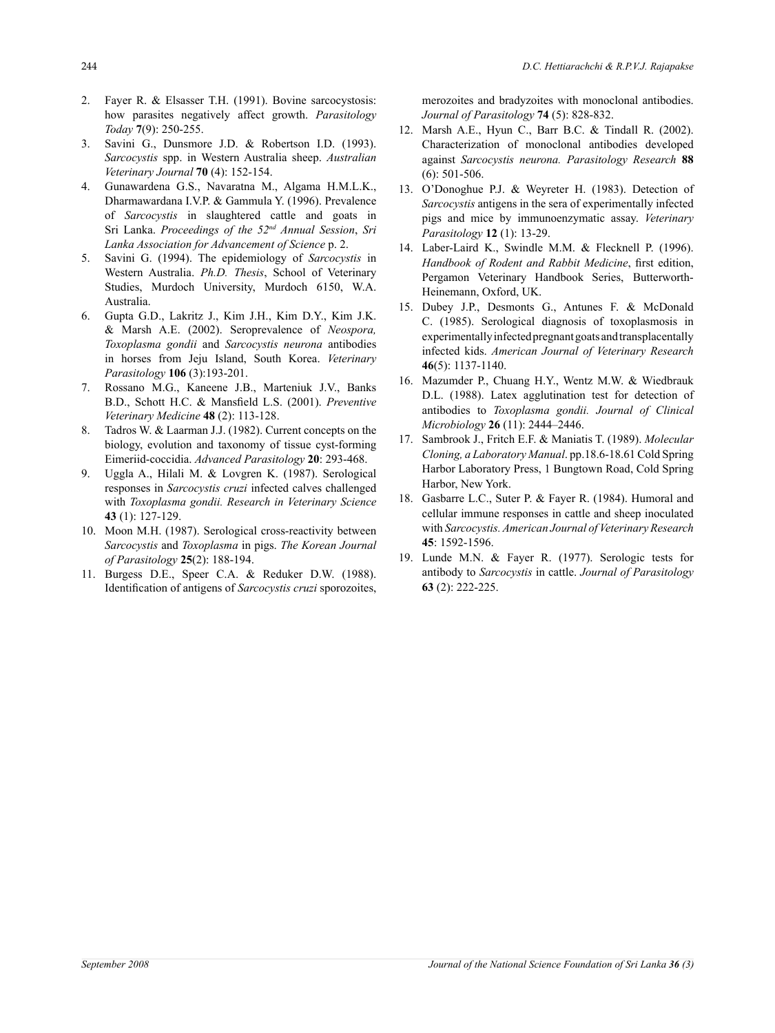2. Fayer R. & Elsasser T.H. (1991). Bovine sarcocystosis: how parasites negatively affect growth. *Parasitology Today* **7**(9): 250-255.
3. Savini G., Dunsmore J.D. & Robertson I.D. (1993). *Sarcocystis* spp. in Western Australia sheep. *Australian Veterinary Journal* **70** (4): 152-154.
4. Gunawardena G.S., Navaratna M., Algama H.M.L.K., Dharmawardana I.V.P. & Gammula Y. (1996). Prevalence of *Sarcocystis* in slaughtered cattle and goats in Sri Lanka. *Proceedings of the 52nd Annual Session*, *Sri Lanka Association for Advancement of Science* p. 2.
5. Savini G. (1994). The epidemiology of *Sarcocystis* in Western Australia. *Ph.D. Thesis*, School of Veterinary Studies, Murdoch University, Murdoch 6150, W.A. Australia.
6. Gupta G.D., Lakritz J., Kim J.H., Kim D.Y., Kim J.K. & Marsh A.E. (2002). Seroprevalence of *Neospora, Toxoplasma gondii* and *Sarcocystis neurona* antibodies in horses from Jeju Island, South Korea. *Veterinary Parasitology* **106** (3):193-201.
7. Rossano M.G., Kaneene J.B., Marteniuk J.V., Banks B.D., Schott H.C. & Mansfield L.S. (2001). *Preventive Veterinary Medicine* **48** (2): 113-128.
8. Tadros W. & Laarman J.J. (1982). Current concepts on the biology, evolution and taxonomy of tissue cyst-forming Eimeriid-coccidia. *Advanced Parasitology* **20**: 293-468.
9. Uggla A., Hilali M. & Lovgren K. (1987). Serological responses in *Sarcocystis cruzi* infected calves challenged with *Toxoplasma gondii. Research in Veterinary Science* **43** (1): 127-129.
10. Moon M.H. (1987). Serological cross-reactivity between *Sarcocystis* and *Toxoplasma* in pigs. *The Korean Journal of Parasitology* **25**(2): 188-194.
11. Burgess D.E., Speer C.A. & Reduker D.W. (1988). Identification of antigens of *Sarcocystis cruzi* sporozoites, merozoites and bradyzoites with monoclonal antibodies. *Journal of Parasitology* **74** (5): 828-832.
12. Marsh A.E., Hyun C., Barr B.C. & Tindall R. (2002). Characterization of monoclonal antibodies developed against *Sarcocystis neurona. Parasitology Research* **88** (6): 501-506.
13. O'Donoghue P.J. & Weyreter H. (1983). Detection of *Sarcocystis* antigens in the sera of experimentally infected pigs and mice by immunoenzymatic assay. *Veterinary Parasitology* **12** (1): 13-29.
14. Laber-Laird K., Swindle M.M. & Flecknell P. (1996). *Handbook of Rodent and Rabbit Medicine*, first edition, Pergamon Veterinary Handbook Series, Butterworth-Heinemann, Oxford, UK.
15. Dubey J.P., Desmonts G., Antunes F. & McDonald C. (1985). Serological diagnosis of toxoplasmosis in experimentally infected pregnant goats and transplacentally infected kids. *American Journal of Veterinary Research* **46**(5): 1137-1140.
16. Mazumder P., Chuang H.Y., Wentz M.W. & Wiedbrauk D.L. (1988). Latex agglutination test for detection of antibodies to *Toxoplasma gondii. Journal of Clinical Microbiology* **26** (11): 2444–2446.
17. Sambrook J., Fritch E.F. & Maniatis T. (1989). *Molecular Cloning, a Laboratory Manual*. pp.18.6-18.61 Cold Spring Harbor Laboratory Press, 1 Bungtown Road, Cold Spring Harbor, New York.
18. Gasbarre L.C., Suter P. & Fayer R. (1984). Humoral and cellular immune responses in cattle and sheep inoculated with *Sarcocystis. American Journal of Veterinary Research* **45**: 1592-1596.
19. Lunde M.N. & Fayer R. (1977). Serologic tests for antibody to *Sarcocystis* in cattle. *Journal of Parasitology* **63** (2): 222-225.